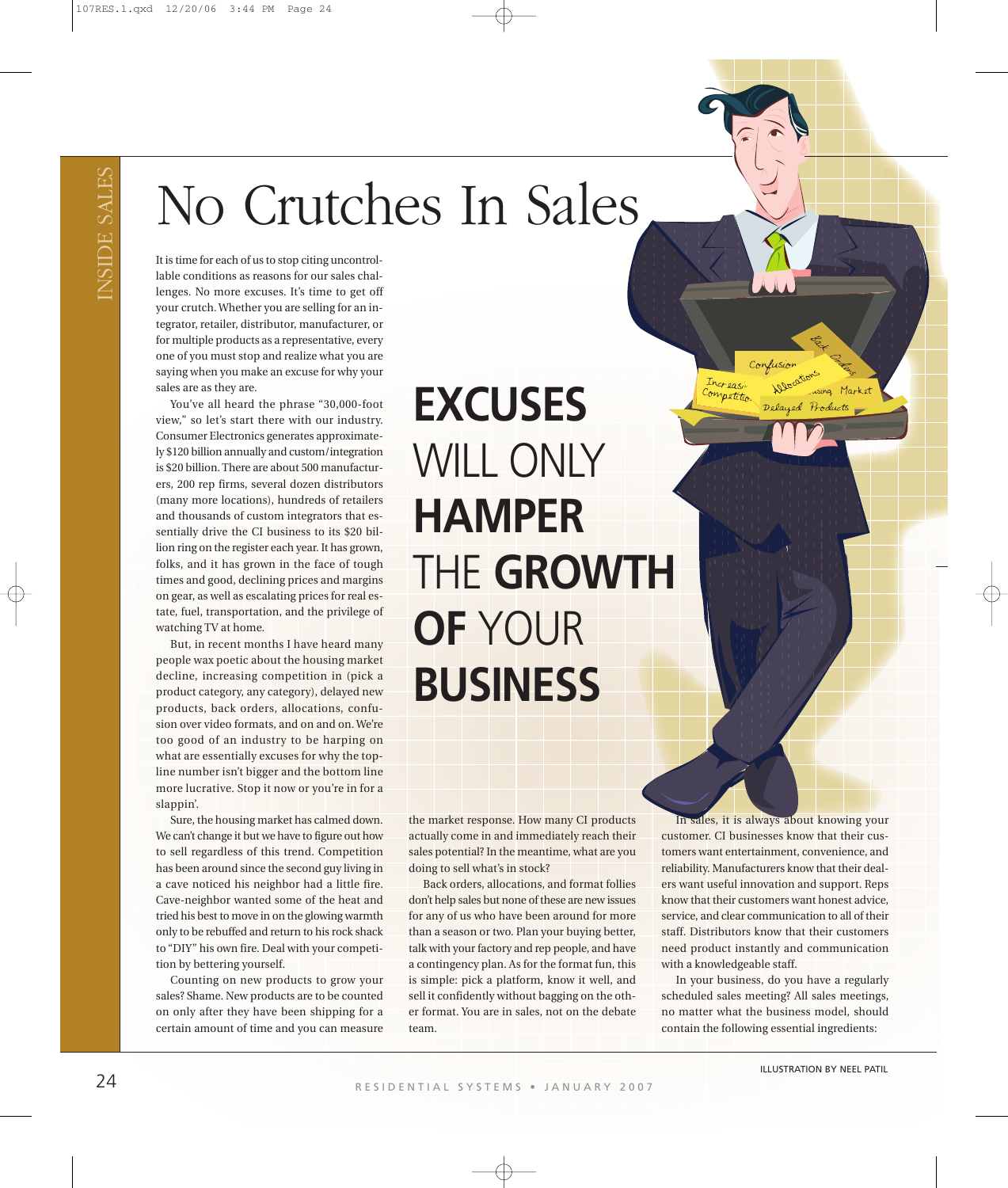# No Crutches In Sales

It is time for each of us to stop citing uncontrollable conditions as reasons for our sales challenges. No more excuses. It's time to get off your crutch. Whether you are selling for an integrator, retailer, distributor, manufacturer, or for multiple products as a representative, every one of you must stop and realize what you are saying when you make an excuse for why your sales are as they are.

You've all heard the phrase "30,000-foot view," so let's start there with our industry. Consumer Electronics generates approximately $120 billion annually and custom/integration is $20 billion. There are about 500 manufacturers, 200 rep firms, several dozen distributors (many more locations), hundreds of retailers and thousands of custom integrators that essentially drive the CI business to its $20 billion ring on the register each year. It has grown, folks, and it has grown in the face of tough times and good, declining prices and margins on gear, as well as escalating prices for real estate, fuel, transportation, and the privilege of watching TV at home.

But, in recent months I have heard many people wax poetic about the housing market decline, increasing competition in (pick a product category, any category), delayed new products, back orders, allocations, confusion over video formats, and on and on. We're too good of an industry to be harping on what are essentially excuses for why the top-line number isn't bigger and the bottom line more lucrative. Stop it now or you're in for a slappin'.

Sure, the housing market has calmed down. We can't change it but we have to figure out how to sell regardless of this trend. Competition has been around since the second guy living in a cave noticed his neighbor had a little fire. Cave-neighbor wanted some of the heat and tried his best to move in on the glowing warmth only to be rebuffed and return to his rock shack to "DIY" his own fire. Deal with your competition by bettering yourself.

Counting on new products to grow your sales? Shame. New products are to be counted on only after they have been shipping for a certain amount of time and you can measure the market response. How many CI products actually come in and immediately reach their sales potential? In the meantime, what are you doing to sell what's in stock?

Back orders, allocations, and format follies don't help sales but none of these are new issues for any of us who have been around for more than a season or two. Plan your buying better, talk with your factory and rep people, and have a contingency plan. As for the format fun, this is simple: pick a platform, know it well, and sell it confidently without bagging on the other format. You are in sales, not on the debate team.

**EXCUSES** WILL ONLY **HAMPER** THE **GROWTH OF** YOUR **BUSINESS**

In sales, it is always about knowing your customer. CI businesses know that their customers want entertainment, convenience, and reliability. Manufacturers know that their dealers want useful innovation and support. Reps know that their customers want honest advice, service, and clear communication to all of their staff. Distributors know that their customers need product instantly and communication with a knowledgeable staff.

In your business, do you have a regularly scheduled sales meeting? All sales meetings, no matter what the business model, should contain the following essential ingredients:

ILLUSTRATION BY NEEL PATIL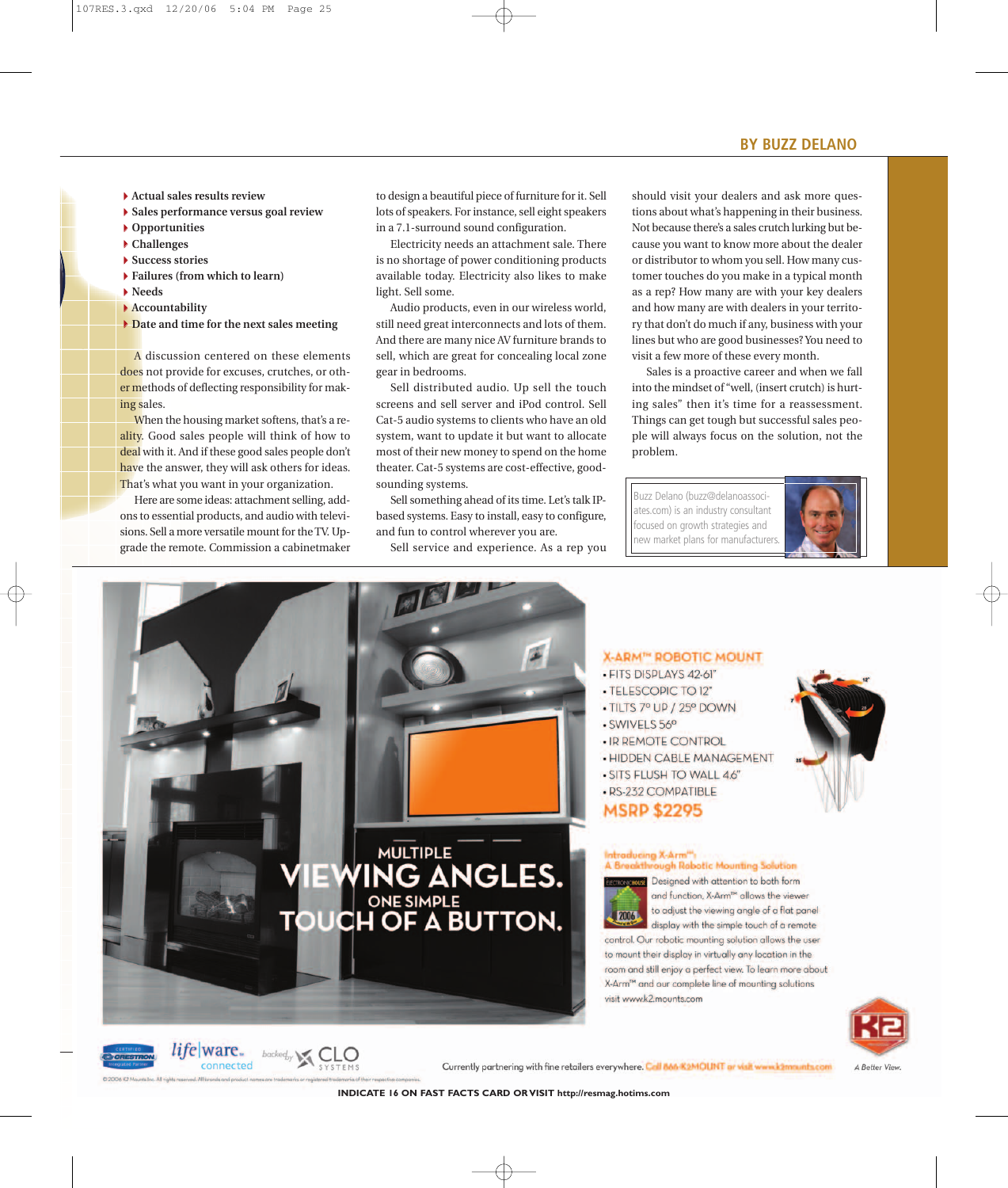BY BUZZ DELANO

- **Actual sales results review**
- **Sales performance versus goal review**
- **Opportunities**
- **Challenges**
- **Success stories**
- **Failures (from which to learn)**
- **Needs**
- **Accountability**
- **Date and time for the next sales meeting**

A discussion centered on these elements does not provide for excuses, crutches, or other methods of deflecting responsibility for making sales.

When the housing market softens, that's a reality. Good sales people will think of how to deal with it. And if these good sales people don't have the answer, they will ask others for ideas. That's what you want in your organization.

Here are some ideas: attachment selling, add-ons to essential products, and audio with televisions. Sell a more versatile mount for the TV. Upgrade the remote. Commission a cabinetmaker to design a beautiful piece of furniture for it. Sell lots of speakers. For instance, sell eight speakers in a 7.1-surround sound configuration.

Electricity needs an attachment sale. There is no shortage of power conditioning products available today. Electricity also likes to make light. Sell some.

Audio products, even in our wireless world, still need great interconnects and lots of them. And there are many nice AV furniture brands to sell, which are great for concealing local zone gear in bedrooms.

Sell distributed audio. Up sell the touch screens and sell server and iPod control. Sell Cat-5 audio systems to clients who have an old system, want to update it but want to allocate most of their new money to spend on the home theater. Cat-5 systems are cost-effective, good-sounding systems.

Sell something ahead of its time. Let's talk IP-based systems. Easy to install, easy to configure, and fun to control wherever you are.

Sell service and experience. As a rep you should visit your dealers and ask more questions about what's happening in their business. Not because there's a sales crutch lurking but because you want to know more about the dealer or distributor to whom you sell. How many customer touches do you make in a typical month as a rep? How many are with your key dealers and how many are with dealers in your territory that don't do much if any, business with your lines but who are good businesses? You need to visit a few more of these every month.

Sales is a proactive career and when we fall into the mindset of "well, (insert crutch) is hurting sales" then it's time for a reassessment. Things can get tough but successful sales people will always focus on the solution, not the problem.

Buzz Delano (buzz@delanoassociates.com) is an industry consultant focused on growth strategies and new market plans for manufacturers.

MULTIPLE
VIEWING ANGLES.
ONE SIMPLE
TOUCH OF A BUTTON.

X-ARM™ ROBOTIC MOUNT
- FITS DISPLAYS 42-61"
- TELESCOPIC TO 12"
- TILTS 7º UP / 25º DOWN
- SWIVELS 56º
- IR REMOTE CONTROL
- HIDDEN CABLE MANAGEMENT
- SITS FLUSH TO WALL 4.6"
- RS-232 COMPATIBLE

MSRP $2295

Introducing X-Arm™:
A Breakthrough Robotic Mounting Solution

Designed with attention to both form and function, X-Arm™ allows the viewer to adjust the viewing angle of a flat panel display with the simple touch of a remote control. Our robotic mounting solution allows the user to mount their display in virtually any location in the room and still enjoy a perfect view. To learn more about X-Arm™ and our complete line of mounting solutions visit www.k2mounts.com

Currently partnering with fine retailers everywhere. Call 866-K2MOUNT or visit www.k2mounts.com

A Better View.

INDICATE 16 ON FAST FACTS CARD OR VISIT http://resmag.hotims.com